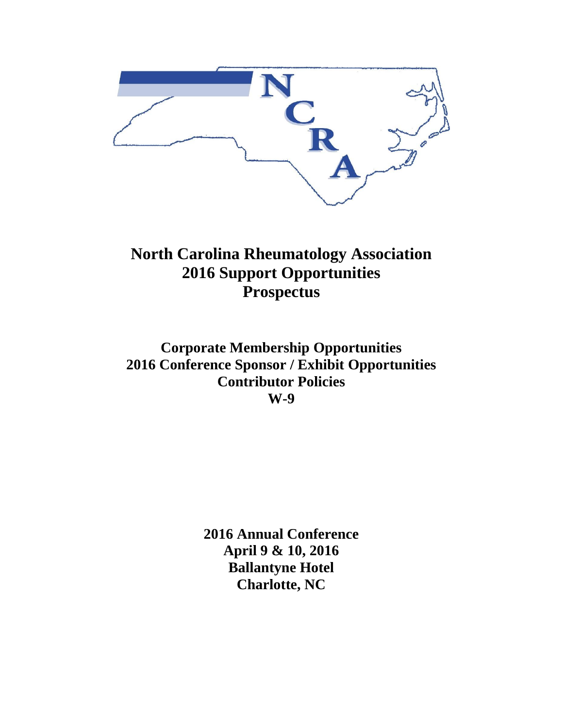# North Carolina Rheumatology Association
# 2016 Support Opportunities
# Prospectus

**Corporate Membership Opportunities**
**2016 Conference Sponsor / Exhibit Opportunities**
**Contributor Policies**
**W-9**

**2016 Annual Conference**
**April 9 & 10, 2016**
**Ballantyne Hotel**
**Charlotte, NC**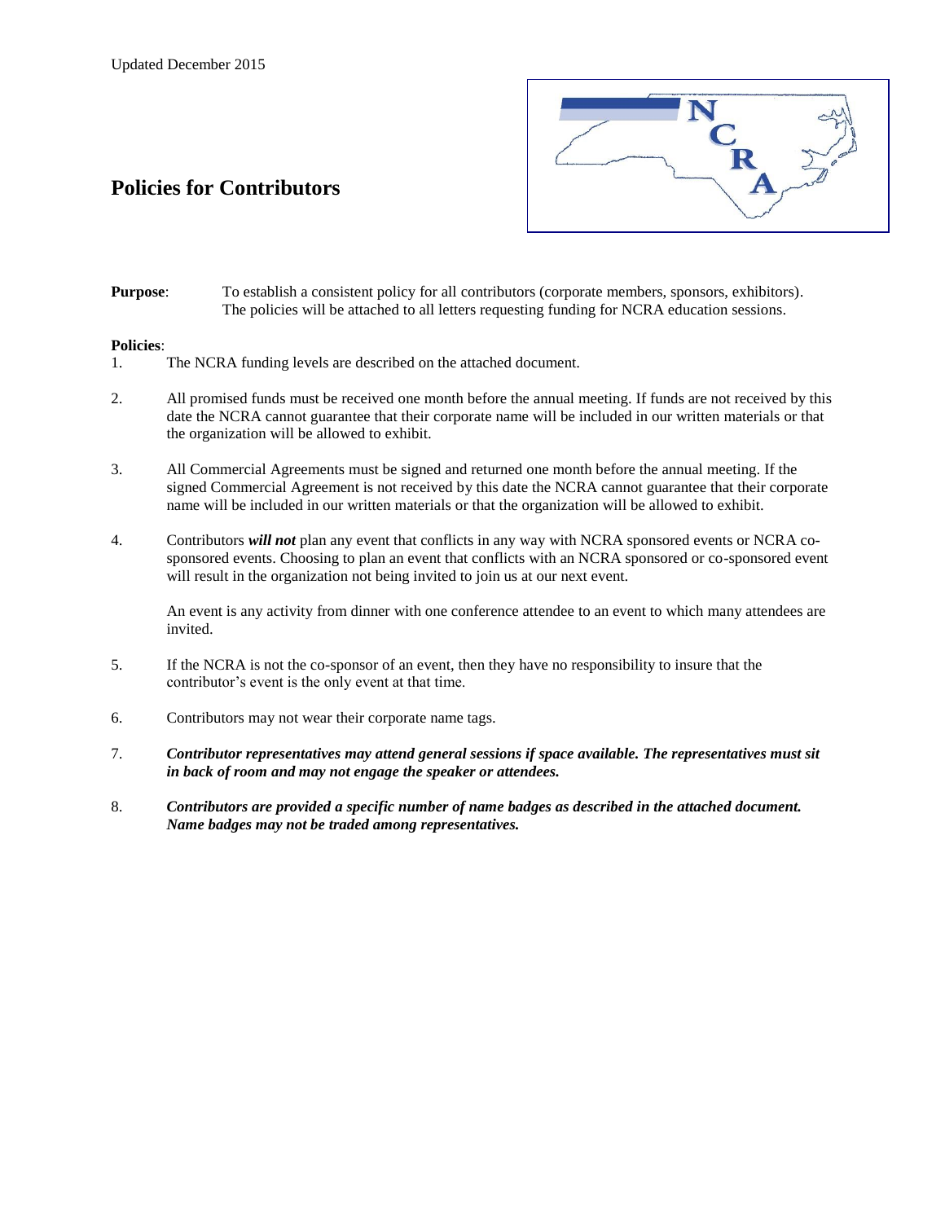Updated December 2015

## Policies for Contributors

**Purpose**: To establish a consistent policy for all contributors (corporate members, sponsors, exhibitors). The policies will be attached to all letters requesting funding for NCRA education sessions.

**Policies**:

1. The NCRA funding levels are described on the attached document.

2. All promised funds must be received one month before the annual meeting. If funds are not received by this date the NCRA cannot guarantee that their corporate name will be included in our written materials or that the organization will be allowed to exhibit.

3. All Commercial Agreements must be signed and returned one month before the annual meeting. If the signed Commercial Agreement is not received by this date the NCRA cannot guarantee that their corporate name will be included in our written materials or that the organization will be allowed to exhibit.

4. Contributors ***will not*** plan any event that conflicts in any way with NCRA sponsored events or NCRA co-sponsored events. Choosing to plan an event that conflicts with an NCRA sponsored or co-sponsored event will result in the organization not being invited to join us at our next event.

   An event is any activity from dinner with one conference attendee to an event to which many attendees are invited.

5. If the NCRA is not the co-sponsor of an event, then they have no responsibility to insure that the contributor's event is the only event at that time.

6. Contributors may not wear their corporate name tags.

7. ***Contributor representatives may attend general sessions if space available. The representatives must sit in back of room and may not engage the speaker or attendees.***

8. ***Contributors are provided a specific number of name badges as described in the attached document. Name badges may not be traded among representatives.***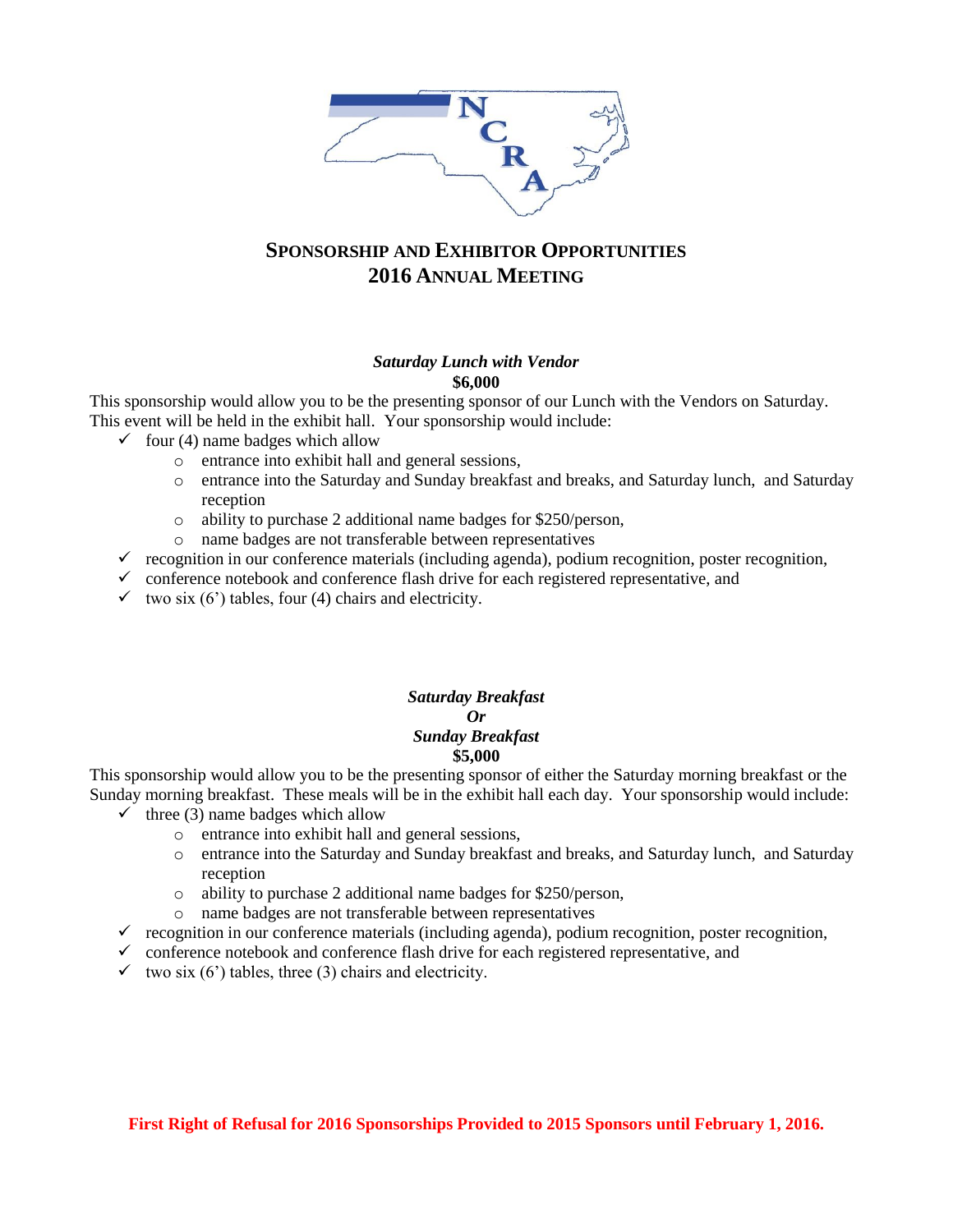# SPONSORSHIP AND EXHIBITOR OPPORTUNITIES
# 2016 ANNUAL MEETING

### *Saturday Lunch with Vendor*
**$6,000**

This sponsorship would allow you to be the presenting sponsor of our Lunch with the Vendors on Saturday. This event will be held in the exhibit hall. Your sponsorship would include:

- ✓ four (4) name badges which allow
  - entrance into exhibit hall and general sessions,
  - entrance into the Saturday and Sunday breakfast and breaks, and Saturday lunch, and Saturday reception
  - ability to purchase 2 additional name badges for $250/person,
  - name badges are not transferable between representatives
- ✓ recognition in our conference materials (including agenda), podium recognition, poster recognition,
- ✓ conference notebook and conference flash drive for each registered representative, and
- ✓ two six (6') tables, four (4) chairs and electricity.

### *Saturday Breakfast*
### *Or*
### *Sunday Breakfast*
**$5,000**

This sponsorship would allow you to be the presenting sponsor of either the Saturday morning breakfast or the Sunday morning breakfast. These meals will be in the exhibit hall each day. Your sponsorship would include:

- ✓ three (3) name badges which allow
  - entrance into exhibit hall and general sessions,
  - entrance into the Saturday and Sunday breakfast and breaks, and Saturday lunch, and Saturday reception
  - ability to purchase 2 additional name badges for $250/person,
  - name badges are not transferable between representatives
- ✓ recognition in our conference materials (including agenda), podium recognition, poster recognition,
- ✓ conference notebook and conference flash drive for each registered representative, and
- ✓ two six (6') tables, three (3) chairs and electricity.

**First Right of Refusal for 2016 Sponsorships Provided to 2015 Sponsors until February 1, 2016.**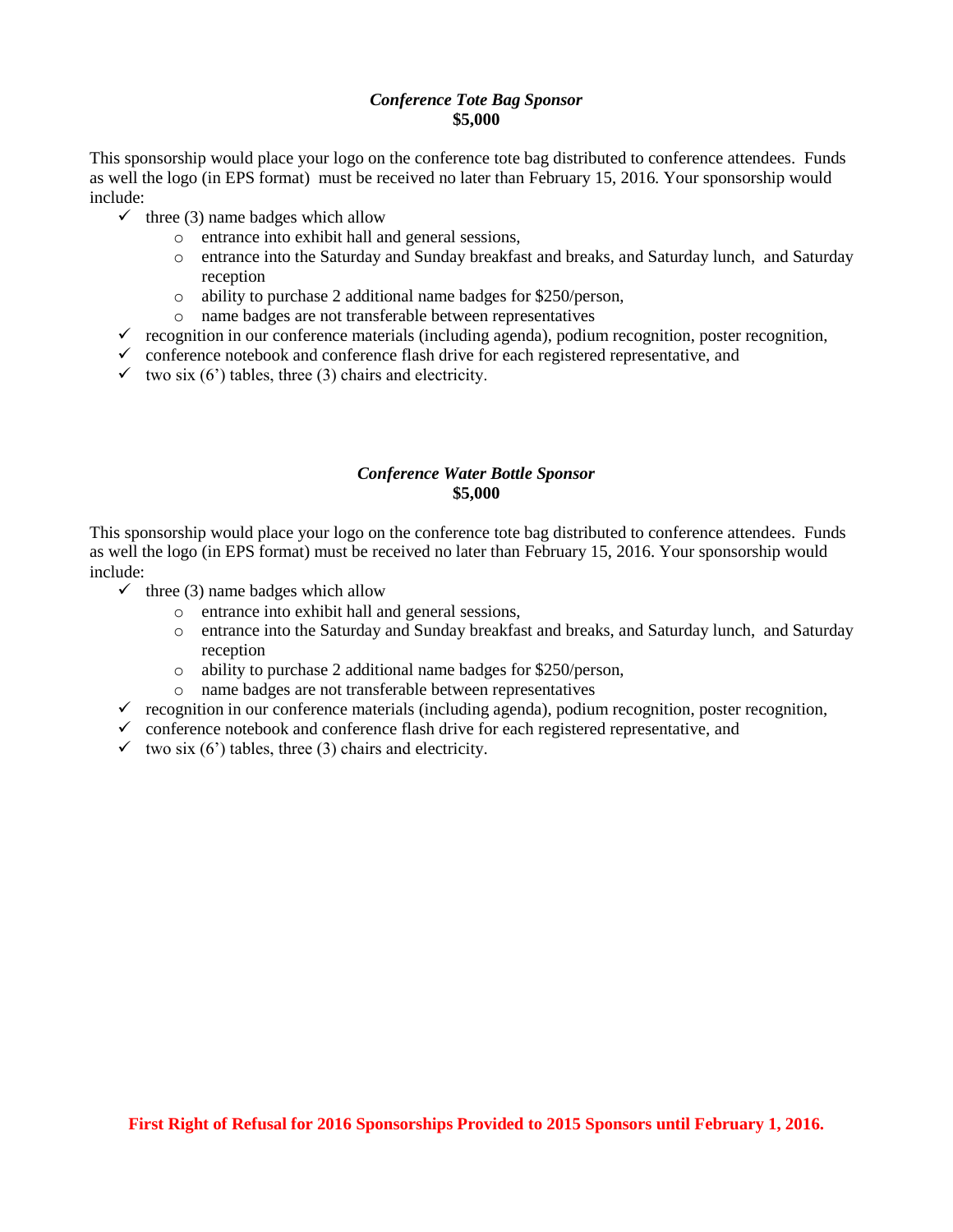### *Conference Tote Bag Sponsor*
**$5,000**

This sponsorship would place your logo on the conference tote bag distributed to conference attendees. Funds as well the logo (in EPS format) must be received no later than February 15, 2016. Your sponsorship would include:

- ✓ three (3) name badges which allow
  - entrance into exhibit hall and general sessions,
  - entrance into the Saturday and Sunday breakfast and breaks, and Saturday lunch, and Saturday reception
  - ability to purchase 2 additional name badges for $250/person,
  - name badges are not transferable between representatives
- ✓ recognition in our conference materials (including agenda), podium recognition, poster recognition,
- ✓ conference notebook and conference flash drive for each registered representative, and
- ✓ two six (6') tables, three (3) chairs and electricity.

### *Conference Water Bottle Sponsor*
**$5,000**

This sponsorship would place your logo on the conference tote bag distributed to conference attendees. Funds as well the logo (in EPS format) must be received no later than February 15, 2016. Your sponsorship would include:

- ✓ three (3) name badges which allow
  - entrance into exhibit hall and general sessions,
  - entrance into the Saturday and Sunday breakfast and breaks, and Saturday lunch, and Saturday reception
  - ability to purchase 2 additional name badges for $250/person,
  - name badges are not transferable between representatives
- ✓ recognition in our conference materials (including agenda), podium recognition, poster recognition,
- ✓ conference notebook and conference flash drive for each registered representative, and
- ✓ two six (6') tables, three (3) chairs and electricity.

**First Right of Refusal for 2016 Sponsorships Provided to 2015 Sponsors until February 1, 2016.**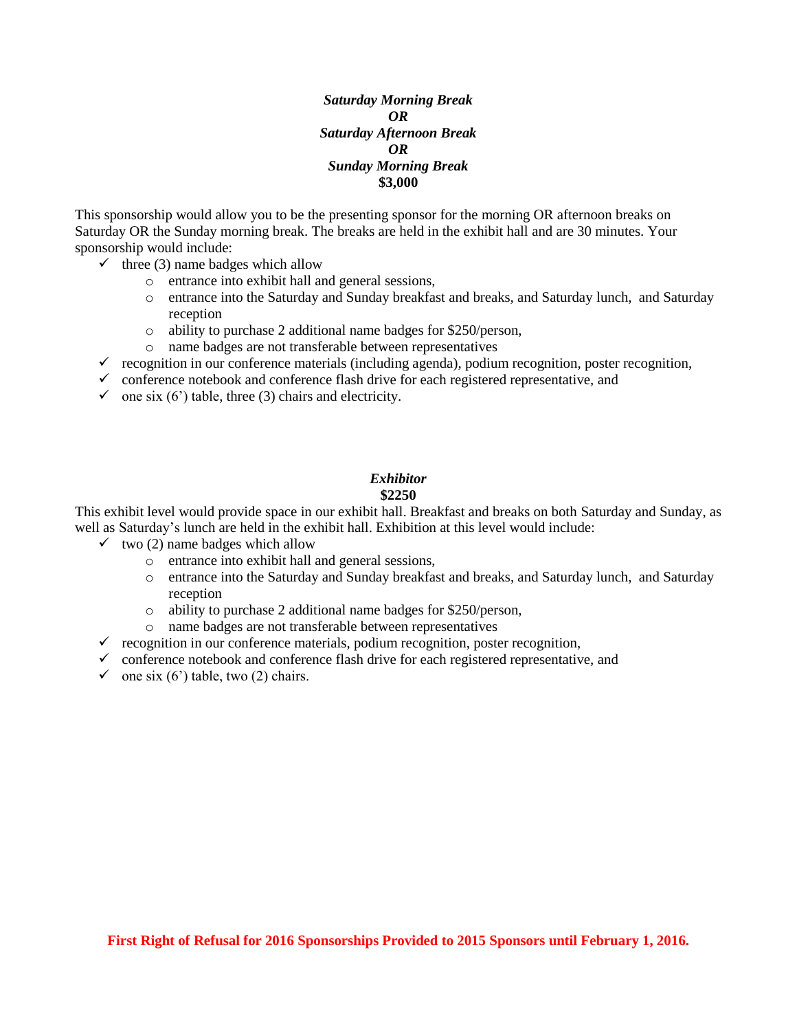***Saturday Morning Break***
***OR***
***Saturday Afternoon Break***
***OR***
***Sunday Morning Break***
**$3,000**

This sponsorship would allow you to be the presenting sponsor for the morning OR afternoon breaks on Saturday OR the Sunday morning break. The breaks are held in the exhibit hall and are 30 minutes. Your sponsorship would include:

- ✓ three (3) name badges which allow
  - entrance into exhibit hall and general sessions,
  - entrance into the Saturday and Sunday breakfast and breaks, and Saturday lunch, and Saturday reception
  - ability to purchase 2 additional name badges for $250/person,
  - name badges are not transferable between representatives
- ✓ recognition in our conference materials (including agenda), podium recognition, poster recognition,
- ✓ conference notebook and conference flash drive for each registered representative, and
- ✓ one six (6') table, three (3) chairs and electricity.

***Exhibitor***
**$2250**

This exhibit level would provide space in our exhibit hall. Breakfast and breaks on both Saturday and Sunday, as well as Saturday's lunch are held in the exhibit hall. Exhibition at this level would include:

- ✓ two (2) name badges which allow
  - entrance into exhibit hall and general sessions,
  - entrance into the Saturday and Sunday breakfast and breaks, and Saturday lunch, and Saturday reception
  - ability to purchase 2 additional name badges for $250/person,
  - name badges are not transferable between representatives
- ✓ recognition in our conference materials, podium recognition, poster recognition,
- ✓ conference notebook and conference flash drive for each registered representative, and
- ✓ one six (6') table, two (2) chairs.

**First Right of Refusal for 2016 Sponsorships Provided to 2015 Sponsors until February 1, 2016.**